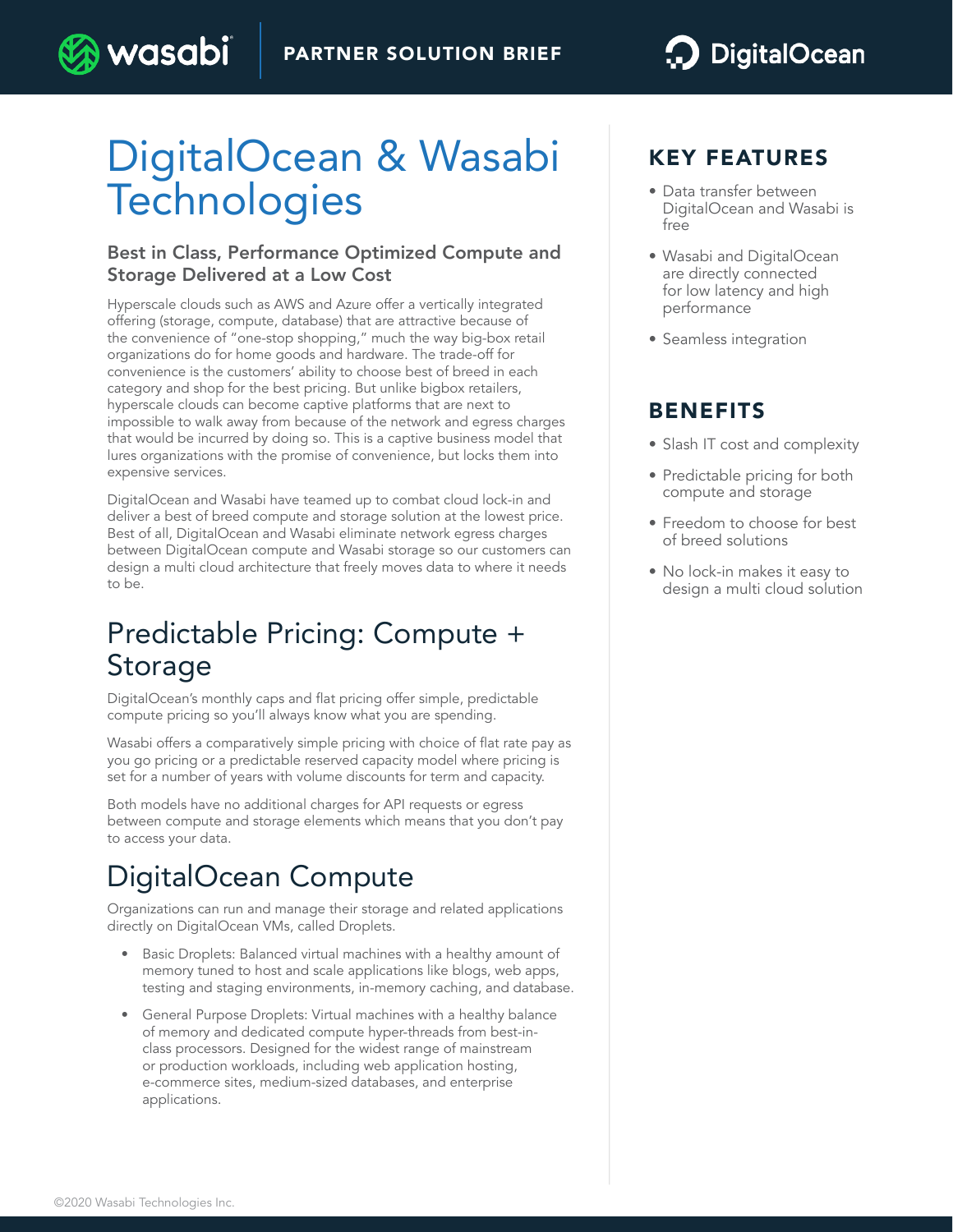# DigitalOcean & Wasabi Technologies

### Best in Class, Performance Optimized Compute and Storage Delivered at a Low Cost

Hyperscale clouds such as AWS and Azure offer a vertically integrated offering (storage, compute, database) that are attractive because of the convenience of "one-stop shopping," much the way big-box retail organizations do for home goods and hardware. The trade-off for convenience is the customers' ability to choose best of breed in each category and shop for the best pricing. But unlike bigbox retailers, hyperscale clouds can become captive platforms that are next to impossible to walk away from because of the network and egress charges that would be incurred by doing so. This is a captive business model that lures organizations with the promise of convenience, but locks them into expensive services.

DigitalOcean and Wasabi have teamed up to combat cloud lock-in and deliver a best of breed compute and storage solution at the lowest price. Best of all, DigitalOcean and Wasabi eliminate network egress charges between DigitalOcean compute and Wasabi storage so our customers can design a multi cloud architecture that freely moves data to where it needs to be.

## Predictable Pricing: Compute + Storage

DigitalOcean's monthly caps and flat pricing offer simple, predictable compute pricing so you'll always know what you are spending.

Wasabi offers a comparatively simple pricing with choice of flat rate pay as you go pricing or a predictable reserved capacity model where pricing is set for a number of years with volume discounts for term and capacity.

Both models have no additional charges for API requests or egress between compute and storage elements which means that you don't pay to access your data.

## DigitalOcean Compute

Organizations can run and manage their storage and related applications directly on DigitalOcean VMs, called Droplets.

- Basic Droplets: Balanced virtual machines with a healthy amount of memory tuned to host and scale applications like blogs, web apps, testing and staging environments, in-memory caching, and database.
- General Purpose Droplets: Virtual machines with a healthy balance of memory and dedicated compute hyper-threads from best-in-class processors. Designed for the widest range of mainstream or production workloads, including web application hosting, e-commerce sites, medium-sized databases, and enterprise applications.

## KEY FEATURES

- Data transfer between DigitalOcean and Wasabi is free
- Wasabi and DigitalOcean are directly connected for low latency and high performance
- Seamless integration

## BENEFITS

- Slash IT cost and complexity
- Predictable pricing for both compute and storage
- Freedom to choose for best of breed solutions
- No lock-in makes it easy to design a multi cloud solution

©2020 Wasabi Technologies Inc.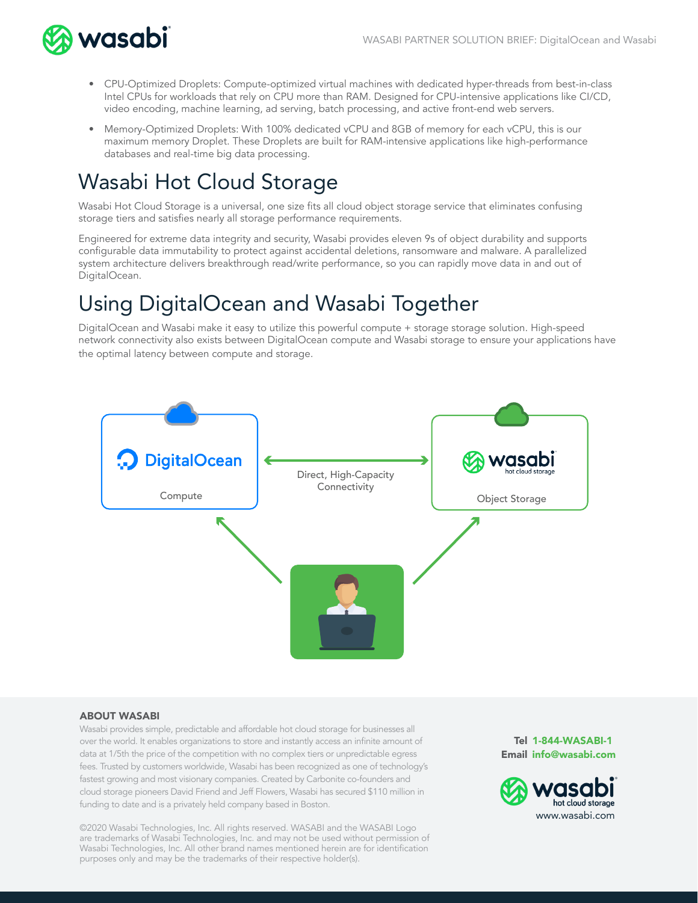- CPU-Optimized Droplets: Compute-optimized virtual machines with dedicated hyper-threads from best-in-class Intel CPUs for workloads that rely on CPU more than RAM. Designed for CPU-intensive applications like CI/CD, video encoding, machine learning, ad serving, batch processing, and active front-end web servers.
- Memory-Optimized Droplets: With 100% dedicated vCPU and 8GB of memory for each vCPU, this is our maximum memory Droplet. These Droplets are built for RAM-intensive applications like high-performance databases and real-time big data processing.

# Wasabi Hot Cloud Storage

Wasabi Hot Cloud Storage is a universal, one size fits all cloud object storage service that eliminates confusing storage tiers and satisfies nearly all storage performance requirements.

Engineered for extreme data integrity and security, Wasabi provides eleven 9s of object durability and supports configurable data immutability to protect against accidental deletions, ransomware and malware. A parallelized system architecture delivers breakthrough read/write performance, so you can rapidly move data in and out of DigitalOcean.

# Using DigitalOcean and Wasabi Together

DigitalOcean and Wasabi make it easy to utilize this powerful compute + storage storage solution. High-speed network connectivity also exists between DigitalOcean compute and Wasabi storage to ensure your applications have the optimal latency between compute and storage.

DigitalOcean
Compute
Direct, High-Capacity Connectivity
wasabi hot cloud storage
Object Storage

**ABOUT WASABI**

Wasabi provides simple, predictable and affordable hot cloud storage for businesses all over the world. It enables organizations to store and instantly access an infinite amount of data at 1/5th the price of the competition with no complex tiers or unpredictable egress fees. Trusted by customers worldwide, Wasabi has been recognized as one of technology's fastest growing and most visionary companies. Created by Carbonite co-founders and cloud storage pioneers David Friend and Jeff Flowers, Wasabi has secured $110 million in funding to date and is a privately held company based in Boston.

©2020 Wasabi Technologies, Inc. All rights reserved. WASABI and the WASABI Logo are trademarks of Wasabi Technologies, Inc. and may not be used without permission of Wasabi Technologies, Inc. All other brand names mentioned herein are for identification purposes only and may be the trademarks of their respective holder(s).

**Tel** 1-844-WASABI-1
**Email** info@wasabi.com

wasabi hot cloud storage
www.wasabi.com